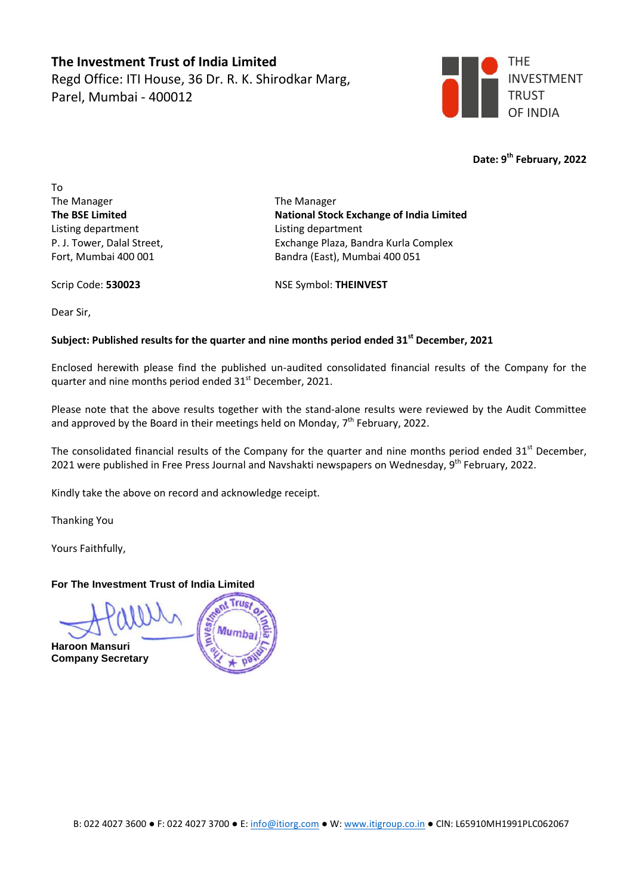**The Investment Trust of India Limited**
Regd Office: ITI House, 36 Dr. R. K. Shirodkar Marg,
Parel, Mumbai - 400012

THE INVESTMENT TRUST OF INDIA

**Date: 9th February, 2022**

To

| The Manager | The Manager |
|---|---|
| **The BSE Limited** | **National Stock Exchange of India Limited** |
| Listing department | Listing department |
| P. J. Tower, Dalal Street, | Exchange Plaza, Bandra Kurla Complex |
| Fort, Mumbai 400 001 | Bandra (East), Mumbai 400 051 |
| Scrip Code: **530023** | NSE Symbol: **THEINVEST** |

Dear Sir,

**Subject: Published results for the quarter and nine months period ended 31st December, 2021**

Enclosed herewith please find the published un-audited consolidated financial results of the Company for the quarter and nine months period ended 31st December, 2021.

Please note that the above results together with the stand-alone results were reviewed by the Audit Committee and approved by the Board in their meetings held on Monday, 7th February, 2022.

The consolidated financial results of the Company for the quarter and nine months period ended 31st December, 2021 were published in Free Press Journal and Navshakti newspapers on Wednesday, 9th February, 2022.

Kindly take the above on record and acknowledge receipt.

Thanking You

Yours Faithfully,

**For The Investment Trust of India Limited**

**Haroon Mansuri**
**Company Secretary**

B: 022 4027 3600 ● F: 022 4027 3700 ● E: info@itiorg.com ● W: www.itigroup.co.in ● CIN: L65910MH1991PLC062067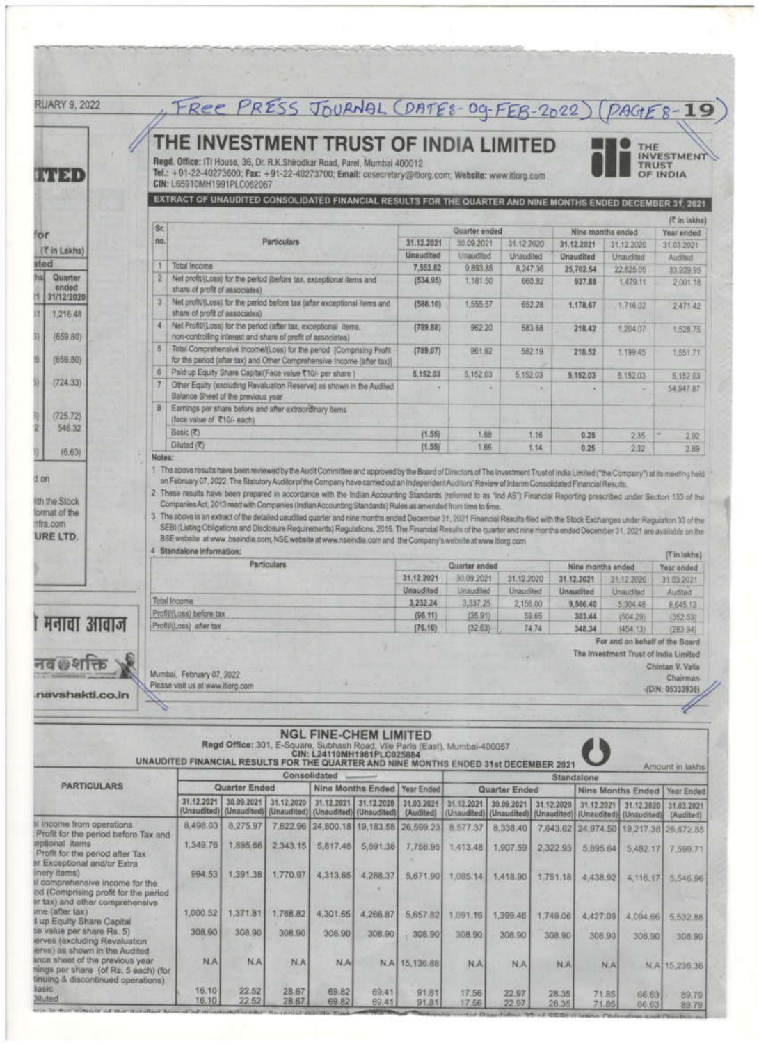FREE PRESS JOURNAL (DATES-09-FEB-2022) (PAGE 8-19)

# THE INVESTMENT TRUST OF INDIA LIMITED

Regd. Office: ITI House, 36, Dr. R.K.Shirodkar Road, Parel, Mumbai 400012
Tel.: +91-22-40273600; Fax: +91-22-40273700; Email: cosecretary@itiorg.com; Website: www.itiorg.com
CIN: L65910MH1991PLC062067

## EXTRACT OF UNAUDITED CONSOLIDATED FINANCIAL RESULTS FOR THE QUARTER AND NINE MONTHS ENDED DECEMBER 31, 2021

(₹ in lakhs)

| Sr. no. | Particulars | Quarter ended | | | Nine months ended | | Year ended |
|---|---|---|---|---|---|---|---|
| | | 31.12.2021 | 30.09.2021 | 31.12.2020 | 31.12.2021 | 31.12.2020 | 31.03.2021 |
| | | Unaudited | Unaudited | Unaudited | Unaudited | Unaudited | Audited |
| 1 | Total Income | 7,552.62 | 9,893.85 | 8,247.36 | 25,702.54 | 22,625.05 | 33,929.95 |
| 2 | Net profit/(Loss) for the period (before tax, exceptional items and share of profit of associates) | (534.95) | 1,181.50 | 660.82 | 937.88 | 1,479.11 | 2,001.18 |
| 3 | Net profit/(Loss) for the period before tax (after exceptional items and share of profit of associates) | (588.10) | 1,555.57 | 652.28 | 1,178.67 | 1,716.02 | 2,471.42 |
| 4 | Net Profit/(Loss) for the period (after tax, exceptional items, non-controlling interest and share of profit of associates) | (789.88) | 962.20 | 583.68 | 218.42 | 1,204.07 | 1,528.75 |
| 5 | Total Comprehensive Income/(Loss) for the period [Comprising Profit for the period (after tax) and Other Comprehensive Income (after tax)] | (789.07) | 961.92 | 582.19 | 218.52 | 1,199.45 | 1,551.71 |
| 6 | Paid up Equity Share Capital(Face value ₹10/- per share) | 5,152.03 | 5,152.03 | 5,152.03 | 5,152.03 | 5,152.03 | 5,152.03 |
| 7 | Other Equity (excluding Revaluation Reserve) as shown in the Audited Balance Sheet of the previous year | - | - | - | - | - | 54,947.87 |
| 8 | Earnings per share before and after extraordinary items (face value of ₹10/- each) | | | | | | |
| | Basic (₹) | (1.55) | 1.68 | 1.16 | 0.25 | 2.35 | 2.92 |
| | Diluted (₹) | (1.55) | 1.66 | 1.14 | 0.25 | 2.32 | 2.89 |

Notes:

1. The above results have been reviewed by the Audit Committee and approved by the Board of Directors of The Investment Trust of India Limited ("the Company") at its meeting held on February 07, 2022. The Statutory Auditor of the Company have carried out an Independent Auditors' Review of Interim Consolidated Financial Results.
2. These results have been prepared in accordance with the Indian Accounting Standards (referred to as "Ind AS") Financial Reporting prescribed under Section 133 of the Companies Act, 2013 read with Companies (Indian Accounting Standards) Rules as amended from time to time.
3. The above is an extract of the detailed unaudited quarter and nine months ended December 31, 2021 Financial Results filed with the Stock Exchanges under Regulation 33 of the SEBI (Listing Obligations and Disclosure Requirements) Regulations, 2015. The Financial Results of the quarter and nine months ended December 31, 2021 are available on the BSE website at www.bseindia.com, NSE website at www.nseindia.com and the Company's website at www.itiorg.com
4. Standalone information:

(₹ in lakhs)

| Particulars | Quarter ended | | | Nine months ended | | Year ended |
|---|---|---|---|---|---|---|
| | 31.12.2021 | 30.09.2021 | 31.12.2020 | 31.12.2021 | 31.12.2020 | 31.03.2021 |
| | Unaudited | Unaudited | Unaudited | Unaudited | Unaudited | Audited |
| Total Income | 3,232.24 | 3,337.25 | 2,156.00 | 9,566.40 | 5,304.46 | 8,645.13 |
| Profit/(Loss) before tax | (96.11) | (35.91) | 59.65 | 303.44 | (504.29) | (352.53) |
| Profit/(Loss) after tax | (76.10) | (32.63) | 74.74 | 348.34 | (454.13) | (283.94) |

For and on behalf of the Board
The Investment Trust of India Limited
Chintan V. Valia
Chairman
(DIN: 05333936)

Mumbai, February 07, 2022
Please visit us at www.itiorg.com

# NGL FINE-CHEM LIMITED

Regd Office: 301, E-Square, Subhash Road, Vile Parle (East), Mumbai-400057
CIN: L24110MH1981PLC025884

## UNAUDITED FINANCIAL RESULTS FOR THE QUARTER AND NINE MONTHS ENDED 31st DECEMBER 2021

Amount in lakhs

| PARTICULARS | Consolidated | | | | | | Standalone | | | | | |
|---|---|---|---|---|---|---|---|---|---|---|---|---|
| | Quarter Ended | | | Nine Months Ended | | Year Ended | Quarter Ended | | | Nine Months Ended | | Year Ended |
| | 31.12.2021 (Unaudited) | 30.09.2021 (Unaudited) | 31.12.2020 (Unaudited) | 31.12.2021 (Unaudited) | 31.12.2020 (Unaudited) | 31.03.2021 (Audited) | 31.12.2021 (Unaudited) | 30.09.2021 (Unaudited) | 31.12.2020 (Unaudited) | 31.12.2021 (Unaudited) | 31.12.2020 (Unaudited) | 31.03.2021 (Audited) |
| Total Income from operations | 8,498.03 | 8,275.97 | 7,622.96 | 24,800.18 | 19,183.58 | 26,599.23 | 8,577.37 | 8,338.40 | 7,643.62 | 24,974.50 | 19,217.36 | 26,672.85 |
| Net Profit for the period before Tax and Exceptional items | 1,349.76 | 1,895.66 | 2,343.15 | 5,817.48 | 5,691.38 | 7,758.95 | 1,413.48 | 1,907.59 | 2,322.93 | 5,895.64 | 5,482.17 | 7,599.71 |
| Net Profit for the period after Tax (after Exceptional and/or Extraordinary items) | 994.53 | 1,391.38 | 1,770.97 | 4,313.65 | 4,288.37 | 5,671.90 | 1,085.14 | 1,418.90 | 1,751.18 | 4,438.92 | 4,116.17 | 5,546.96 |
| Total comprehensive income for the period (Comprising profit for the period (after tax) and other comprehensive income (after tax)) | 1,000.52 | 1,371.81 | 1,768.82 | 4,301.65 | 4,266.87 | 5,657.82 | 1,091.16 | 1,399.46 | 1,749.06 | 4,427.09 | 4,094.66 | 5,532.88 |
| Paid up Equity Share Capital (Face value per share Rs. 5) | 308.90 | 308.90 | 308.90 | 308.90 | 308.90 | 308.90 | 308.90 | 308.90 | 308.90 | 308.90 | 308.90 | 308.90 |
| Reserves (excluding Revaluation Reserve) as shown in the Audited Balance sheet of the previous year | N.A | N.A | N.A | N.A | N.A | 15,136.88 | N.A | N.A | N.A | N.A | N.A | 15,236.36 |
| Earnings per share (of Rs. 5 each) (for continuing & discontinued operations) | | | | | | | | | | | | |
| Basic | 16.10 | 22.52 | 28.67 | 69.82 | 69.41 | 91.81 | 17.56 | 22.97 | 28.35 | 71.85 | 66.63 | 89.79 |
| Diluted | 16.10 | 22.52 | 28.67 | 69.82 | 69.41 | 91.81 | 17.56 | 22.97 | 28.35 | 71.85 | 66.63 | 89.79 |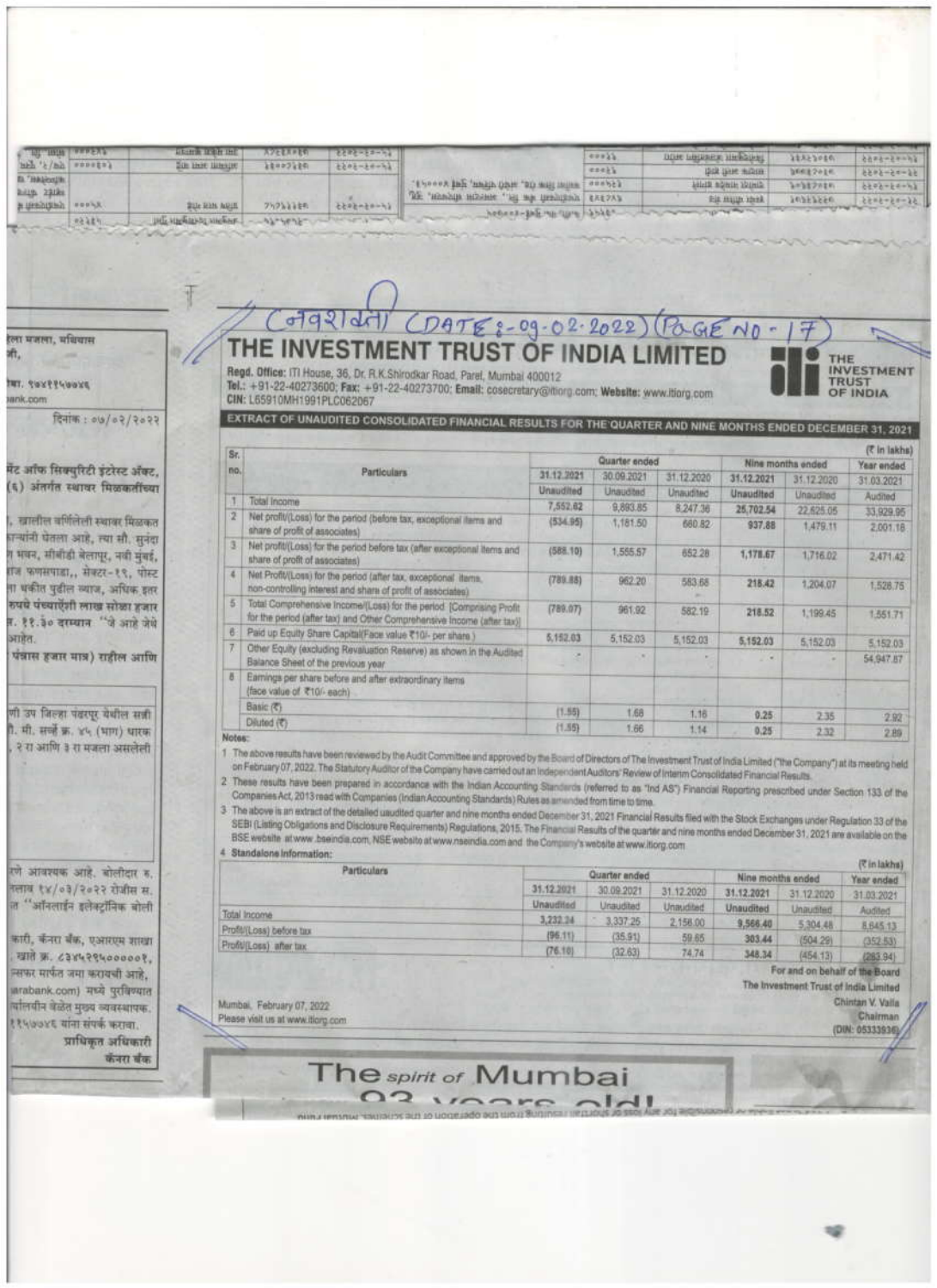(नवशक्ती (DATE :- 09-02-2022) (PAGE NO - 17)

# THE INVESTMENT TRUST OF INDIA LIMITED

THE INVESTMENT TRUST OF INDIA

**Regd. Office:** ITI House, 36, Dr. R.K.Shirodkar Road, Parel, Mumbai 400012
**Tel.:** +91-22-40273600; **Fax:** +91-22-40273700; **Email:** cosecretary@itiorg.com; **Website:** www.itiorg.com
**CIN:** L65910MH1991PLC062067

## EXTRACT OF UNAUDITED CONSOLIDATED FINANCIAL RESULTS FOR THE QUARTER AND NINE MONTHS ENDED DECEMBER 31, 2021

(₹ in lakhs)

| Sr. no. | Particulars | Quarter ended | | | Nine months ended | | Year ended |
|---|---|---|---|---|---|---|---|
| | | 31.12.2021 | 30.09.2021 | 31.12.2020 | 31.12.2021 | 31.12.2020 | 31.03.2021 |
| | | Unaudited | Unaudited | Unaudited | Unaudited | Unaudited | Audited |
| 1 | Total Income | 7,552.62 | 9,893.85 | 8,247.36 | 25,702.54 | 22,625.05 | 33,929.95 |
| 2 | Net profit/(Loss) for the period (before tax, exceptional items and share of profit of associates) | (534.95) | 1,181.50 | 660.82 | 937.88 | 1,479.11 | 2,001.18 |
| 3 | Net profit/(Loss) for the period before tax (after exceptional items and share of profit of associates) | (588.10) | 1,555.57 | 652.28 | 1,178.67 | 1,716.02 | 2,471.42 |
| 4 | Net Profit/(Loss) for the period (after tax, exceptional items, non-controlling interest and share of profit of associates) | (789.88) | 962.20 | 583.66 | 218.42 | 1,204.07 | 1,526.75 |
| 5 | Total Comprehensive Income/(Loss) for the period [Comprising Profit for the period (after tax) and Other Comprehensive Income (after tax)] | (789.07) | 961.92 | 582.19 | 218.52 | 1,199.45 | 1,551.71 |
| 6 | Paid up Equity Share Capital(Face value ₹10/- per share) | 5,152.03 | 5,152.03 | 5,152.03 | 5,152.03 | 5,152.03 | 5,152.03 |
| 7 | Other Equity (excluding Revaluation Reserve) as shown in the Audited Balance Sheet of the previous year | - | - | - | - | - | 54,947.87 |
| 8 | Earnings per share before and after extraordinary items (face value of ₹10/- each) | | | | | | |
| | Basic (₹) | (1.55) | 1.68 | 1.16 | 0.25 | 2.35 | 2.92 |
| | Diluted (₹) | (1.55) | 1.66 | 1.14 | 0.25 | 2.32 | 2.89 |

**Notes:**

1. The above results have been reviewed by the Audit Committee and approved by the Board of Directors of The Investment Trust of India Limited ("the Company") at its meeting held on February 07, 2022. The Statutory Auditor of the Company have carried out an Independent Auditors' Review of Interim Consolidated Financial Results.
2. These results have been prepared in accordance with the Indian Accounting Standards (referred to as "Ind AS") Financial Reporting prescribed under Section 133 of the Companies Act, 2013 read with Companies (Indian Accounting Standards) Rules as amended from time to time.
3. The above is an extract of the detailed uaudited quarter and nine months ended December 31, 2021 Financial Results filed with the Stock Exchanges under Regulation 33 of the SEBI (Listing Obligations and Disclosure Requirements) Regulations, 2015. The Financial Results of the quarter and nine months ended December 31, 2021 are available on the BSE website at www.bseindia.com, NSE website at www.nseindia.com and the Company's website at www.itiorg.com
4. **Standalone Information:**

(₹ in lakhs)

| Particulars | Quarter ended | | | Nine months ended | | Year ended |
|---|---|---|---|---|---|---|
| | 31.12.2021 | 30.09.2021 | 31.12.2020 | 31.12.2021 | 31.12.2020 | 31.03.2021 |
| | Unaudited | Unaudited | Unaudited | Unaudited | Unaudited | Audited |
| Total Income | 3,232.24 | 3,337.25 | 2,156.00 | 9,566.40 | 5,304.48 | 8,645.13 |
| Profit/(Loss) before tax | (96.11) | (35.91) | 59.65 | 303.44 | (504.29) | (352.53) |
| Profit/(Loss) after tax | (76.18) | (32.63) | 74.74 | 348.34 | (454.13) | (283.94) |

For and on behalf of the Board
The Investment Trust of India Limited
Chintan V. Valia
Chairman
(DIN: 05333936)

Mumbai, February 07, 2022
Please visit us at www.itiorg.com